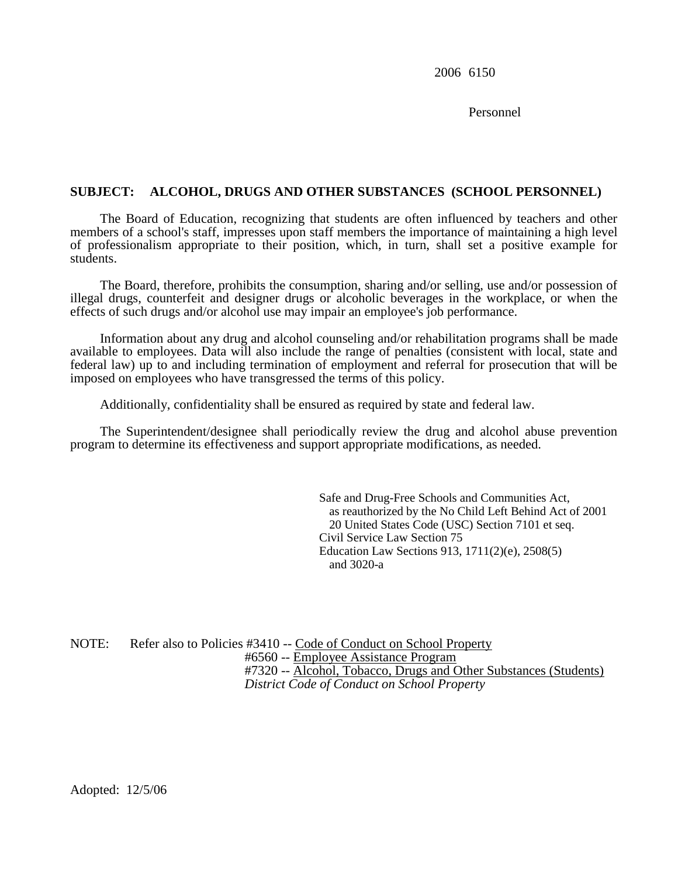2006 6150

Personnel

**SUBJECT: ALCOHOL, DRUGS AND OTHER SUBSTANCES (SCHOOL PERSONNEL)**

The Board of Education, recognizing that students are often influenced by teachers and other members of a school's staff, impresses upon staff members the importance of maintaining a high level of professionalism appropriate to their position, which, in turn, shall set a positive example for students.

The Board, therefore, prohibits the consumption, sharing and/or selling, use and/or possession of illegal drugs, counterfeit and designer drugs or alcoholic beverages in the workplace, or when the effects of such drugs and/or alcohol use may impair an employee's job performance.

Information about any drug and alcohol counseling and/or rehabilitation programs shall be made available to employees. Data will also include the range of penalties (consistent with local, state and federal law) up to and including termination of employment and referral for prosecution that will be imposed on employees who have transgressed the terms of this policy.

Additionally, confidentiality shall be ensured as required by state and federal law.

The Superintendent/designee shall periodically review the drug and alcohol abuse prevention program to determine its effectiveness and support appropriate modifications, as needed.

Safe and Drug-Free Schools and Communities Act,
as reauthorized by the No Child Left Behind Act of 2001
20 United States Code (USC) Section 7101 et seq.
Civil Service Law Section 75
Education Law Sections 913, 1711(2)(e), 2508(5)
and 3020-a

NOTE: Refer also to Policies #3410 -- Code of Conduct on School Property
#6560 -- Employee Assistance Program
#7320 -- Alcohol, Tobacco, Drugs and Other Substances (Students)
*District Code of Conduct on School Property*

Adopted: 12/5/06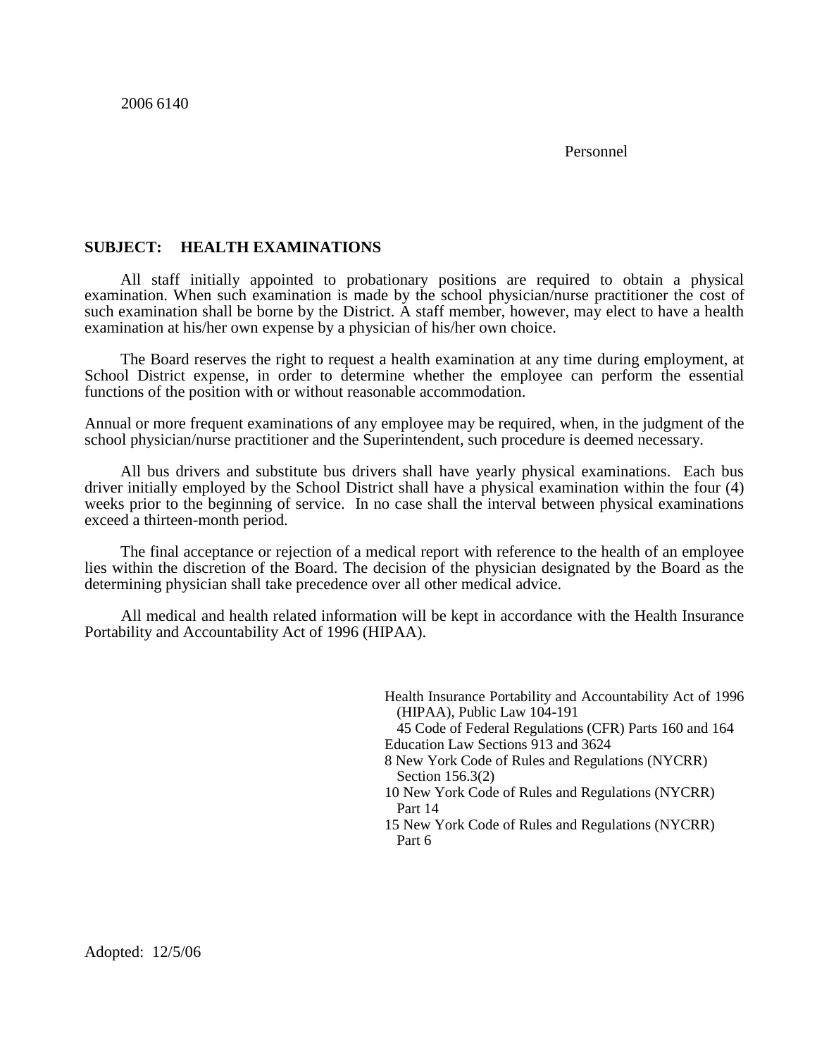2006 6140

Personnel

**SUBJECT: HEALTH EXAMINATIONS**

All staff initially appointed to probationary positions are required to obtain a physical examination. When such examination is made by the school physician/nurse practitioner the cost of such examination shall be borne by the District. A staff member, however, may elect to have a health examination at his/her own expense by a physician of his/her own choice.

The Board reserves the right to request a health examination at any time during employment, at School District expense, in order to determine whether the employee can perform the essential functions of the position with or without reasonable accommodation.

Annual or more frequent examinations of any employee may be required, when, in the judgment of the school physician/nurse practitioner and the Superintendent, such procedure is deemed necessary.

All bus drivers and substitute bus drivers shall have yearly physical examinations. Each bus driver initially employed by the School District shall have a physical examination within the four (4) weeks prior to the beginning of service. In no case shall the interval between physical examinations exceed a thirteen-month period.

The final acceptance or rejection of a medical report with reference to the health of an employee lies within the discretion of the Board. The decision of the physician designated by the Board as the determining physician shall take precedence over all other medical advice.

All medical and health related information will be kept in accordance with the Health Insurance Portability and Accountability Act of 1996 (HIPAA).

Health Insurance Portability and Accountability Act of 1996 (HIPAA), Public Law 104-191
45 Code of Federal Regulations (CFR) Parts 160 and 164
Education Law Sections 913 and 3624
8 New York Code of Rules and Regulations (NYCRR) Section 156.3(2)
10 New York Code of Rules and Regulations (NYCRR) Part 14
15 New York Code of Rules and Regulations (NYCRR) Part 6

Adopted: 12/5/06